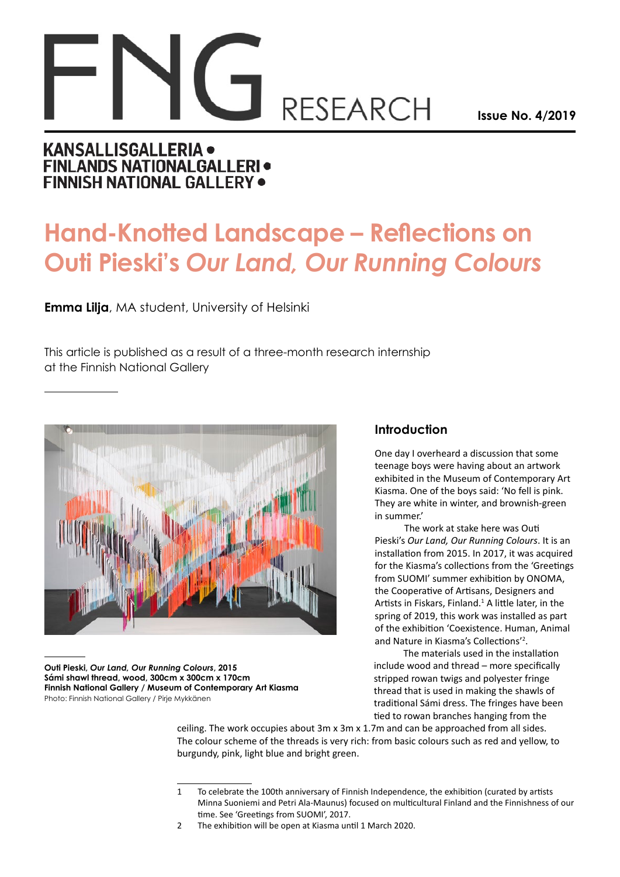# FNG RESEARCH

**Issue No. 4/2019**

**KANSALLISGALLERIA • FINLANDS NATIONALGALLERI • FINNISH NATIONAL GALLERY •**

# Hand-Knotted Landscape – Reflections on Outi Pieski's *Our Land, Our Running Colours*

**Emma Lilja**, MA student, University of Helsinki

This article is published as a result of a three-month research internship at the Finnish National Gallery

**Outi Pieski, *Our Land, Our Running Colours*, 2015**
**Sámi shawl thread, wood, 300cm x 300cm x 170cm**
**Finnish National Gallery / Museum of Contemporary Art Kiasma**
Photo: Finnish National Gallery / Pirje Mykkänen

## Introduction

One day I overheard a discussion that some teenage boys were having about an artwork exhibited in the Museum of Contemporary Art Kiasma. One of the boys said: 'No fell is pink. They are white in winter, and brownish-green in summer.'

The work at stake here was Outi Pieski's *Our Land, Our Running Colours*. It is an installation from 2015. In 2017, it was acquired for the Kiasma's collections from the 'Greetings from SUOMI' summer exhibition by ONOMA, the Cooperative of Artisans, Designers and Artists in Fiskars, Finland.[1] A little later, in the spring of 2019, this work was installed as part of the exhibition 'Coexistence. Human, Animal and Nature in Kiasma's Collections'[2].

The materials used in the installation include wood and thread – more specifically stripped rowan twigs and polyester fringe thread that is used in making the shawls of traditional Sámi dress. The fringes have been tied to rowan branches hanging from the ceiling. The work occupies about 3m x 3m x 1.7m and can be approached from all sides. The colour scheme of the threads is very rich: from basic colours such as red and yellow, to burgundy, pink, light blue and bright green.

---

1 To celebrate the 100th anniversary of Finnish Independence, the exhibition (curated by artists Minna Suoniemi and Petri Ala-Maunus) focused on multicultural Finland and the Finnishness of our time. See 'Greetings from SUOMI', 2017.

2 The exhibition will be open at Kiasma until 1 March 2020.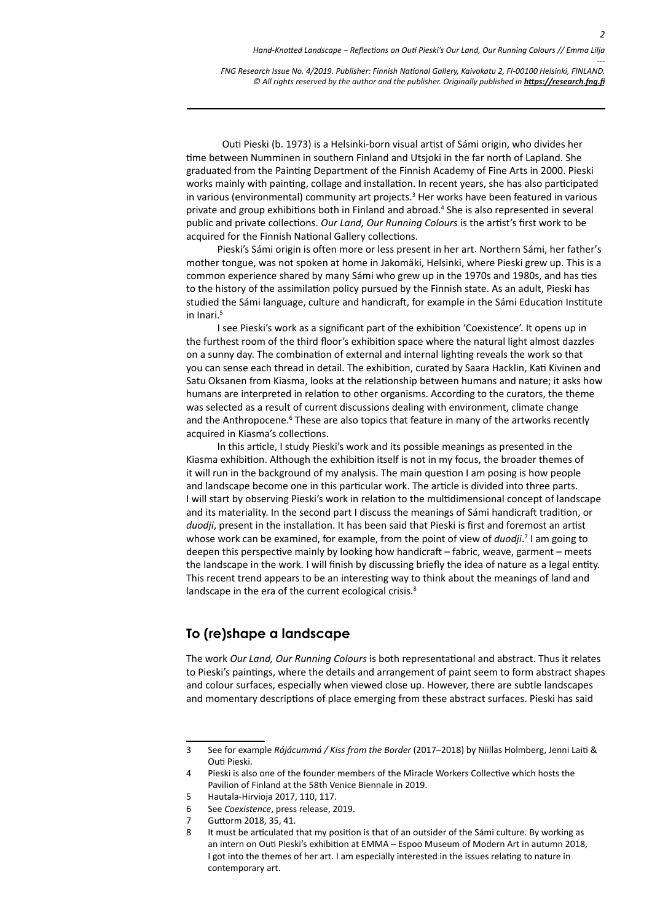Outi Pieski (b. 1973) is a Helsinki-born visual artist of Sámi origin, who divides her time between Numminen in southern Finland and Utsjoki in the far north of Lapland. She graduated from the Painting Department of the Finnish Academy of Fine Arts in 2000. Pieski works mainly with painting, collage and installation. In recent years, she has also participated in various (environmental) community art projects.[3] Her works have been featured in various private and group exhibitions both in Finland and abroad.[4] She is also represented in several public and private collections. *Our Land, Our Running Colours* is the artist's first work to be acquired for the Finnish National Gallery collections.

Pieski's Sámi origin is often more or less present in her art. Northern Sámi, her father's mother tongue, was not spoken at home in Jakomäki, Helsinki, where Pieski grew up. This is a common experience shared by many Sámi who grew up in the 1970s and 1980s, and has ties to the history of the assimilation policy pursued by the Finnish state. As an adult, Pieski has studied the Sámi language, culture and handicraft, for example in the Sámi Education Institute in Inari.[5]

I see Pieski's work as a significant part of the exhibition 'Coexistence'. It opens up in the furthest room of the third floor's exhibition space where the natural light almost dazzles on a sunny day. The combination of external and internal lighting reveals the work so that you can sense each thread in detail. The exhibition, curated by Saara Hacklin, Kati Kivinen and Satu Oksanen from Kiasma, looks at the relationship between humans and nature; it asks how humans are interpreted in relation to other organisms. According to the curators, the theme was selected as a result of current discussions dealing with environment, climate change and the Anthropocene.[6] These are also topics that feature in many of the artworks recently acquired in Kiasma's collections.

In this article, I study Pieski's work and its possible meanings as presented in the Kiasma exhibition. Although the exhibition itself is not in my focus, the broader themes of it will run in the background of my analysis. The main question I am posing is how people and landscape become one in this particular work. The article is divided into three parts. I will start by observing Pieski's work in relation to the multidimensional concept of landscape and its materiality. In the second part I discuss the meanings of Sámi handicraft tradition, or *duodji*, present in the installation. It has been said that Pieski is first and foremost an artist whose work can be examined, for example, from the point of view of *duodji*.[7] I am going to deepen this perspective mainly by looking how handicraft – fabric, weave, garment – meets the landscape in the work. I will finish by discussing briefly the idea of nature as a legal entity. This recent trend appears to be an interesting way to think about the meanings of land and landscape in the era of the current ecological crisis.[8]

## To (re)shape a landscape

The work *Our Land, Our Running Colours* is both representational and abstract. Thus it relates to Pieski's paintings, where the details and arrangement of paint seem to form abstract shapes and colour surfaces, especially when viewed close up. However, there are subtle landscapes and momentary descriptions of place emerging from these abstract surfaces. Pieski has said

---

3 See for example *Rájácummá / Kiss from the Border* (2017–2018) by Niillas Holmberg, Jenni Laiti & Outi Pieski.

4 Pieski is also one of the founder members of the Miracle Workers Collective which hosts the Pavilion of Finland at the 58th Venice Biennale in 2019.

5 Hautala-Hirvioja 2017, 110, 117.

6 See *Coexistence*, press release, 2019.

7 Guttorm 2018, 35, 41.

8 It must be articulated that my position is that of an outsider of the Sámi culture. By working as an intern on Outi Pieski's exhibition at EMMA – Espoo Museum of Modern Art in autumn 2018, I got into the themes of her art. I am especially interested in the issues relating to nature in contemporary art.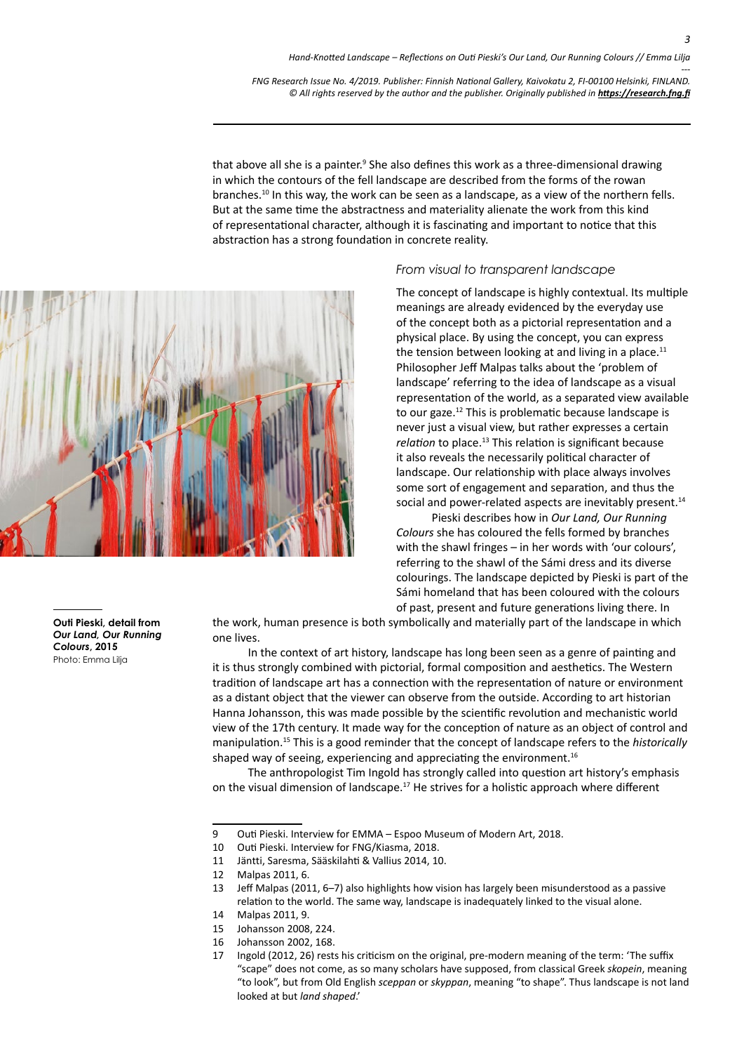that above all she is a painter.[9] She also defines this work as a three-dimensional drawing in which the contours of the fell landscape are described from the forms of the rowan branches.[10] In this way, the work can be seen as a landscape, as a view of the northern fells. But at the same time the abstractness and materiality alienate the work from this kind of representational character, although it is fascinating and important to notice that this abstraction has a strong foundation in concrete reality.

**Outi Pieski, detail from *Our Land, Our Running Colours*, 2015**
Photo: Emma Lilja

### *From visual to transparent landscape*

The concept of landscape is highly contextual. Its multiple meanings are already evidenced by the everyday use of the concept both as a pictorial representation and a physical place. By using the concept, you can express the tension between looking at and living in a place.[11] Philosopher Jeff Malpas talks about the 'problem of landscape' referring to the idea of landscape as a visual representation of the world, as a separated view available to our gaze.[12] This is problematic because landscape is never just a visual view, but rather expresses a certain *relation* to place.[13] This relation is significant because it also reveals the necessarily political character of landscape. Our relationship with place always involves some sort of engagement and separation, and thus the social and power-related aspects are inevitably present.[14]

Pieski describes how in *Our Land, Our Running Colours* she has coloured the fells formed by branches with the shawl fringes – in her words with 'our colours', referring to the shawl of the Sámi dress and its diverse colourings. The landscape depicted by Pieski is part of the Sámi homeland that has been coloured with the colours of past, present and future generations living there. In the work, human presence is both symbolically and materially part of the landscape in which one lives.

In the context of art history, landscape has long been seen as a genre of painting and it is thus strongly combined with pictorial, formal composition and aesthetics. The Western tradition of landscape art has a connection with the representation of nature or environment as a distant object that the viewer can observe from the outside. According to art historian Hanna Johansson, this was made possible by the scientific revolution and mechanistic world view of the 17th century. It made way for the conception of nature as an object of control and manipulation.[15] This is a good reminder that the concept of landscape refers to the *historically* shaped way of seeing, experiencing and appreciating the environment.[16]

The anthropologist Tim Ingold has strongly called into question art history's emphasis on the visual dimension of landscape.[17] He strives for a holistic approach where different

---

9 Outi Pieski. Interview for EMMA – Espoo Museum of Modern Art, 2018.
10 Outi Pieski. Interview for FNG/Kiasma, 2018.
11 Jäntti, Saresma, Sääskilahti & Vallius 2014, 10.
12 Malpas 2011, 6.
13 Jeff Malpas (2011, 6–7) also highlights how vision has largely been misunderstood as a passive relation to the world. The same way, landscape is inadequately linked to the visual alone.
14 Malpas 2011, 9.
15 Johansson 2008, 224.
16 Johansson 2002, 168.
17 Ingold (2012, 26) rests his criticism on the original, pre-modern meaning of the term: 'The suffix "scape" does not come, as so many scholars have supposed, from classical Greek *skopein*, meaning "to look", but from Old English *sceppan* or *skyppan*, meaning "to shape". Thus landscape is not land looked at but *land shaped*.'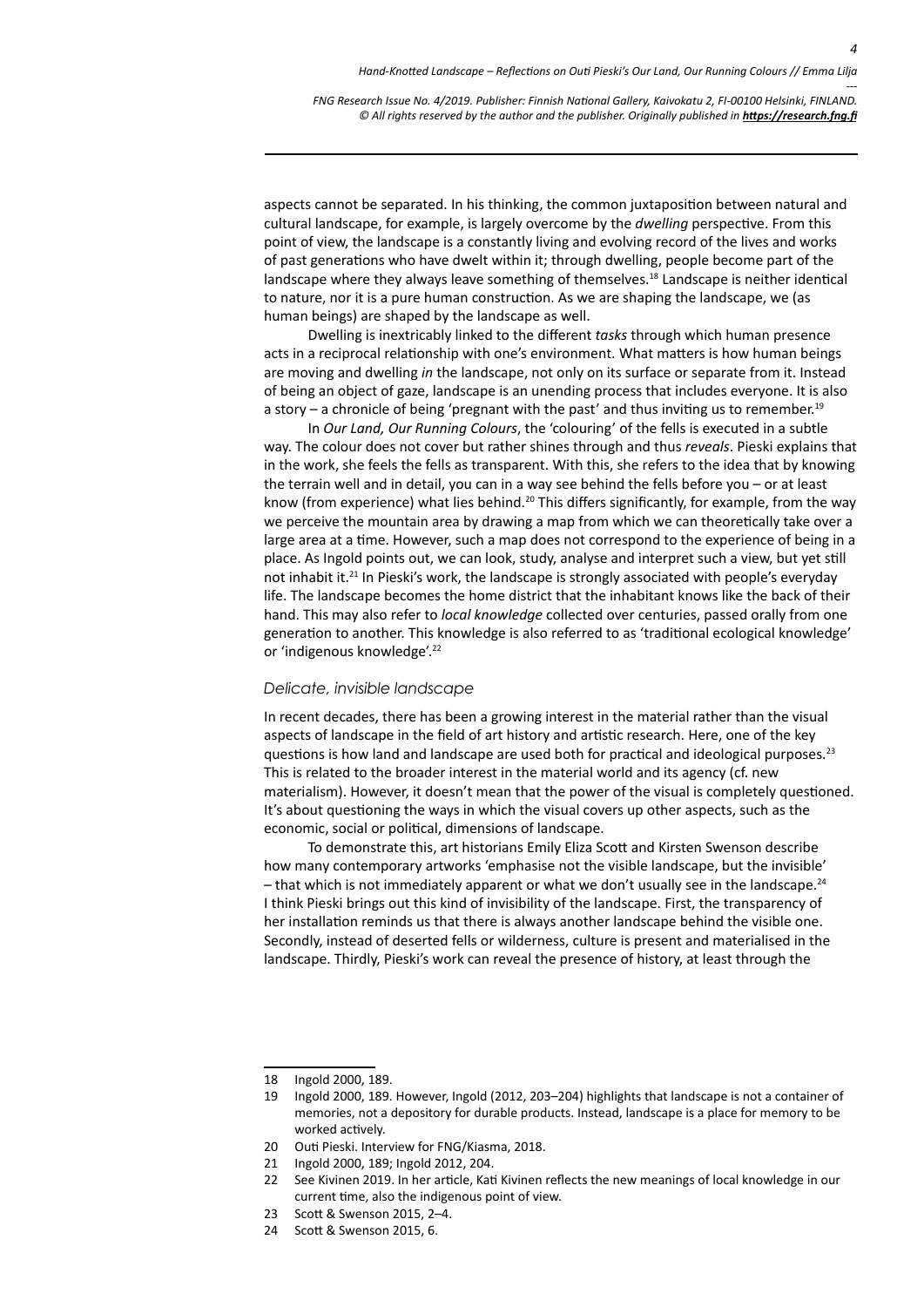aspects cannot be separated. In his thinking, the common juxtaposition between natural and cultural landscape, for example, is largely overcome by the *dwelling* perspective. From this point of view, the landscape is a constantly living and evolving record of the lives and works of past generations who have dwelt within it; through dwelling, people become part of the landscape where they always leave something of themselves.[18] Landscape is neither identical to nature, nor it is a pure human construction. As we are shaping the landscape, we (as human beings) are shaped by the landscape as well.

Dwelling is inextricably linked to the different *tasks* through which human presence acts in a reciprocal relationship with one's environment. What matters is how human beings are moving and dwelling *in* the landscape, not only on its surface or separate from it. Instead of being an object of gaze, landscape is an unending process that includes everyone. It is also a story – a chronicle of being 'pregnant with the past' and thus inviting us to remember.[19]

In *Our Land, Our Running Colours*, the 'colouring' of the fells is executed in a subtle way. The colour does not cover but rather shines through and thus *reveals*. Pieski explains that in the work, she feels the fells as transparent. With this, she refers to the idea that by knowing the terrain well and in detail, you can in a way see behind the fells before you – or at least know (from experience) what lies behind.[20] This differs significantly, for example, from the way we perceive the mountain area by drawing a map from which we can theoretically take over a large area at a time. However, such a map does not correspond to the experience of being in a place. As Ingold points out, we can look, study, analyse and interpret such a view, but yet still not inhabit it.[21] In Pieski's work, the landscape is strongly associated with people's everyday life. The landscape becomes the home district that the inhabitant knows like the back of their hand. This may also refer to *local knowledge* collected over centuries, passed orally from one generation to another. This knowledge is also referred to as 'traditional ecological knowledge' or 'indigenous knowledge'.[22]

### *Delicate, invisible landscape*

In recent decades, there has been a growing interest in the material rather than the visual aspects of landscape in the field of art history and artistic research. Here, one of the key questions is how land and landscape are used both for practical and ideological purposes.[23] This is related to the broader interest in the material world and its agency (cf. new materialism). However, it doesn't mean that the power of the visual is completely questioned. It's about questioning the ways in which the visual covers up other aspects, such as the economic, social or political, dimensions of landscape.

To demonstrate this, art historians Emily Eliza Scott and Kirsten Swenson describe how many contemporary artworks 'emphasise not the visible landscape, but the invisible' – that which is not immediately apparent or what we don't usually see in the landscape.[24] I think Pieski brings out this kind of invisibility of the landscape. First, the transparency of her installation reminds us that there is always another landscape behind the visible one. Secondly, instead of deserted fells or wilderness, culture is present and materialised in the landscape. Thirdly, Pieski's work can reveal the presence of history, at least through the

---

18 Ingold 2000, 189.

19 Ingold 2000, 189. However, Ingold (2012, 203–204) highlights that landscape is not a container of memories, not a depository for durable products. Instead, landscape is a place for memory to be worked actively.

20 Outi Pieski. Interview for FNG/Kiasma, 2018.

21 Ingold 2000, 189; Ingold 2012, 204.

22 See Kivinen 2019. In her article, Kati Kivinen reflects the new meanings of local knowledge in our current time, also the indigenous point of view.

23 Scott & Swenson 2015, 2–4.

24 Scott & Swenson 2015, 6.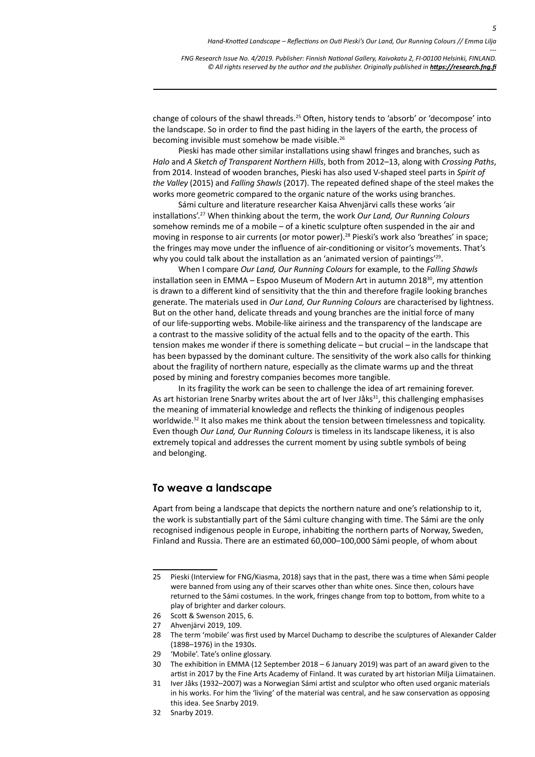change of colours of the shawl threads.[25] Often, history tends to 'absorb' or 'decompose' into the landscape. So in order to find the past hiding in the layers of the earth, the process of becoming invisible must somehow be made visible.[26]

Pieski has made other similar installations using shawl fringes and branches, such as *Halo* and *A Sketch of Transparent Northern Hills*, both from 2012–13, along with *Crossing Paths*, from 2014. Instead of wooden branches, Pieski has also used V-shaped steel parts in *Spirit of the Valley* (2015) and *Falling Shawls* (2017). The repeated defined shape of the steel makes the works more geometric compared to the organic nature of the works using branches.

Sámi culture and literature researcher Kaisa Ahvenjärvi calls these works 'air installations'.[27] When thinking about the term, the work *Our Land, Our Running Colours* somehow reminds me of a mobile – of a kinetic sculpture often suspended in the air and moving in response to air currents (or motor power).[28] Pieski's work also 'breathes' in space; the fringes may move under the influence of air-conditioning or visitor's movements. That's why you could talk about the installation as an 'animated version of paintings'[29].

When I compare *Our Land, Our Running Colours* for example, to the *Falling Shawls* installation seen in EMMA – Espoo Museum of Modern Art in autumn 2018[30], my attention is drawn to a different kind of sensitivity that the thin and therefore fragile looking branches generate. The materials used in *Our Land, Our Running Colours* are characterised by lightness. But on the other hand, delicate threads and young branches are the initial force of many of our life-supporting webs. Mobile-like airiness and the transparency of the landscape are a contrast to the massive solidity of the actual fells and to the opacity of the earth. This tension makes me wonder if there is something delicate – but crucial – in the landscape that has been bypassed by the dominant culture. The sensitivity of the work also calls for thinking about the fragility of northern nature, especially as the climate warms up and the threat posed by mining and forestry companies becomes more tangible.

In its fragility the work can be seen to challenge the idea of art remaining forever. As art historian Irene Snarby writes about the art of Iver Jåks[31], this challenging emphasises the meaning of immaterial knowledge and reflects the thinking of indigenous peoples worldwide.[32] It also makes me think about the tension between timelessness and topicality. Even though *Our Land, Our Running Colours* is timeless in its landscape likeness, it is also extremely topical and addresses the current moment by using subtle symbols of being and belonging.

## To weave a landscape

Apart from being a landscape that depicts the northern nature and one's relationship to it, the work is substantially part of the Sámi culture changing with time. The Sámi are the only recognised indigenous people in Europe, inhabiting the northern parts of Norway, Sweden, Finland and Russia. There are an estimated 60,000–100,000 Sámi people, of whom about

---

25 Pieski (Interview for FNG/Kiasma, 2018) says that in the past, there was a time when Sámi people were banned from using any of their scarves other than white ones. Since then, colours have returned to the Sámi costumes. In the work, fringes change from top to bottom, from white to a play of brighter and darker colours.

26 Scott & Swenson 2015, 6.

27 Ahvenjärvi 2019, 109.

28 The term 'mobile' was first used by Marcel Duchamp to describe the sculptures of Alexander Calder (1898–1976) in the 1930s.

29 'Mobile'. Tate's online glossary.

30 The exhibition in EMMA (12 September 2018 – 6 January 2019) was part of an award given to the artist in 2017 by the Fine Arts Academy of Finland. It was curated by art historian Milja Liimatainen.

31 Iver Jåks (1932–2007) was a Norwegian Sámi artist and sculptor who often used organic materials in his works. For him the 'living' of the material was central, and he saw conservation as opposing this idea. See Snarby 2019.

32 Snarby 2019.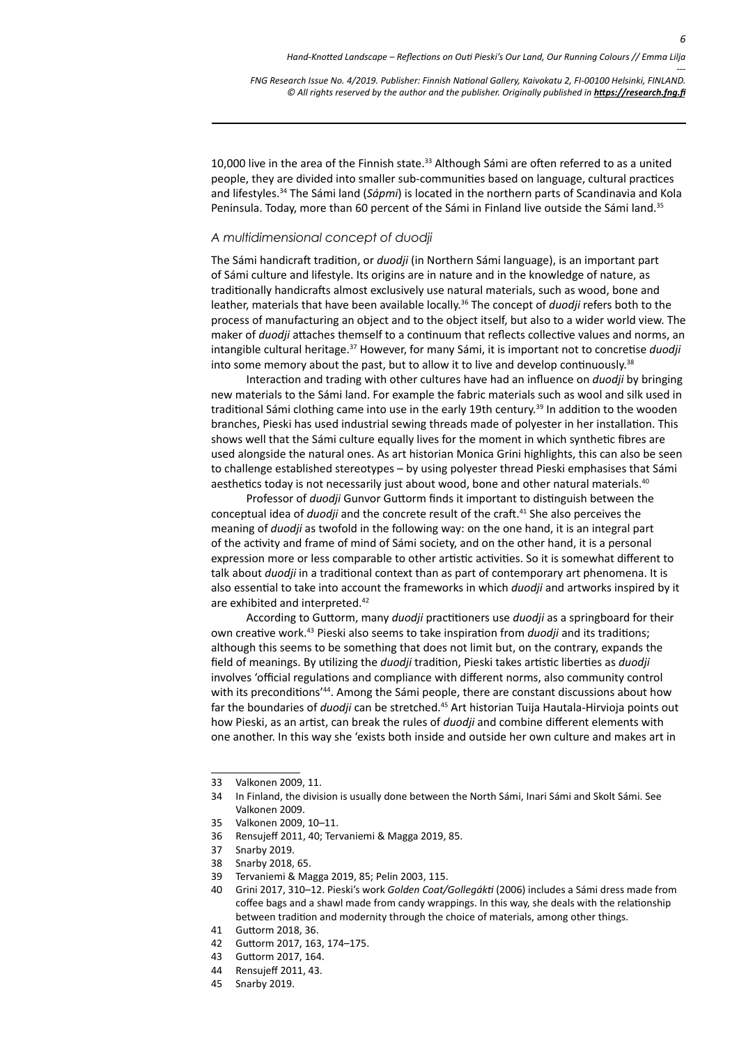10,000 live in the area of the Finnish state.[33] Although Sámi are often referred to as a united people, they are divided into smaller sub-communities based on language, cultural practices and lifestyles.[34] The Sámi land (*Sápmi*) is located in the northern parts of Scandinavia and Kola Peninsula. Today, more than 60 percent of the Sámi in Finland live outside the Sámi land.[35]

### *A multidimensional concept of duodji*

The Sámi handicraft tradition, or *duodji* (in Northern Sámi language), is an important part of Sámi culture and lifestyle. Its origins are in nature and in the knowledge of nature, as traditionally handicrafts almost exclusively use natural materials, such as wood, bone and leather, materials that have been available locally.[36] The concept of *duodji* refers both to the process of manufacturing an object and to the object itself, but also to a wider world view. The maker of *duodji* attaches themself to a continuum that reflects collective values and norms, an intangible cultural heritage.[37] However, for many Sámi, it is important not to concretise *duodji* into some memory about the past, but to allow it to live and develop continuously.[38]

Interaction and trading with other cultures have had an influence on *duodji* by bringing new materials to the Sámi land. For example the fabric materials such as wool and silk used in traditional Sámi clothing came into use in the early 19th century.[39] In addition to the wooden branches, Pieski has used industrial sewing threads made of polyester in her installation. This shows well that the Sámi culture equally lives for the moment in which synthetic fibres are used alongside the natural ones. As art historian Monica Grini highlights, this can also be seen to challenge established stereotypes – by using polyester thread Pieski emphasises that Sámi aesthetics today is not necessarily just about wood, bone and other natural materials.[40]

Professor of *duodji* Gunvor Guttorm finds it important to distinguish between the conceptual idea of *duodji* and the concrete result of the craft.[41] She also perceives the meaning of *duodji* as twofold in the following way: on the one hand, it is an integral part of the activity and frame of mind of Sámi society, and on the other hand, it is a personal expression more or less comparable to other artistic activities. So it is somewhat different to talk about *duodji* in a traditional context than as part of contemporary art phenomena. It is also essential to take into account the frameworks in which *duodji* and artworks inspired by it are exhibited and interpreted.[42]

According to Guttorm, many *duodji* practitioners use *duodji* as a springboard for their own creative work.[43] Pieski also seems to take inspiration from *duodji* and its traditions; although this seems to be something that does not limit but, on the contrary, expands the field of meanings. By utilizing the *duodji* tradition, Pieski takes artistic liberties as *duodji* involves 'official regulations and compliance with different norms, also community control with its preconditions'[44]. Among the Sámi people, there are constant discussions about how far the boundaries of *duodji* can be stretched.[45] Art historian Tuija Hautala-Hirvioja points out how Pieski, as an artist, can break the rules of *duodji* and combine different elements with one another. In this way she 'exists both inside and outside her own culture and makes art in

---

33 Valkonen 2009, 11.

34 In Finland, the division is usually done between the North Sámi, Inari Sámi and Skolt Sámi. See Valkonen 2009.

35 Valkonen 2009, 10–11.

36 Rensujeff 2011, 40; Tervaniemi & Magga 2019, 85.

37 Snarby 2019.

38 Snarby 2018, 65.

39 Tervaniemi & Magga 2019, 85; Pelin 2003, 115.

40 Grini 2017, 310–12. Pieski's work *Golden Coat/Gollegákti* (2006) includes a Sámi dress made from coffee bags and a shawl made from candy wrappings. In this way, she deals with the relationship between tradition and modernity through the choice of materials, among other things.

41 Guttorm 2018, 36.

42 Guttorm 2017, 163, 174–175.

43 Guttorm 2017, 164.

44 Rensujeff 2011, 43.

45 Snarby 2019.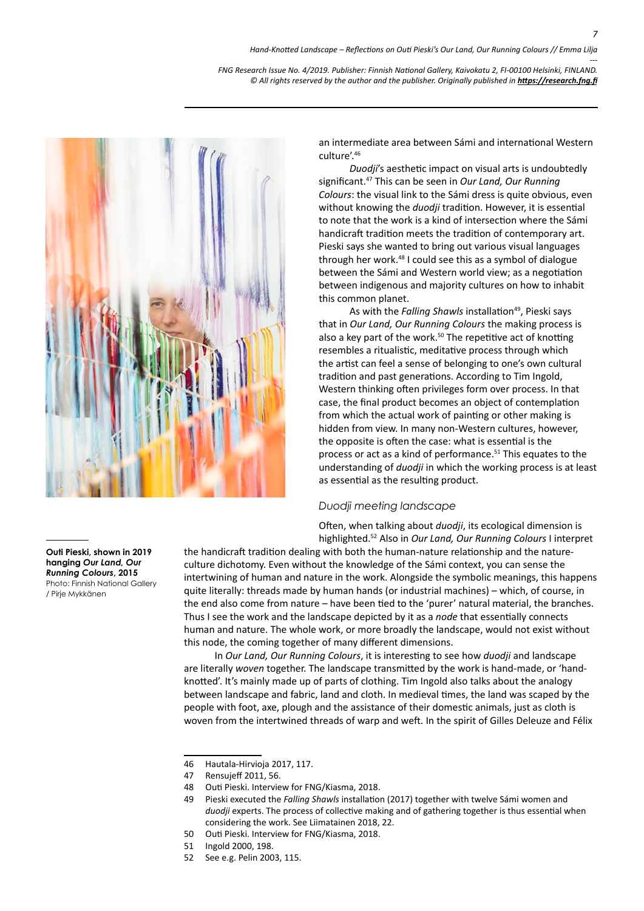an intermediate area between Sámi and international Western culture'.[46]

*Duodji*'s aesthetic impact on visual arts is undoubtedly significant.[47] This can be seen in *Our Land, Our Running Colours*: the visual link to the Sámi dress is quite obvious, even without knowing the *duodji* tradition. However, it is essential to note that the work is a kind of intersection where the Sámi handicraft tradition meets the tradition of contemporary art. Pieski says she wanted to bring out various visual languages through her work.[48] I could see this as a symbol of dialogue between the Sámi and Western world view; as a negotiation between indigenous and majority cultures on how to inhabit this common planet.

As with the *Falling Shawls* installation[49], Pieski says that in *Our Land, Our Running Colours* the making process is also a key part of the work.[50] The repetitive act of knotting resembles a ritualistic, meditative process through which the artist can feel a sense of belonging to one's own cultural tradition and past generations. According to Tim Ingold, Western thinking often privileges form over process. In that case, the final product becomes an object of contemplation from which the actual work of painting or other making is hidden from view. In many non-Western cultures, however, the opposite is often the case: what is essential is the process or act as a kind of performance.[51] This equates to the understanding of *duodji* in which the working process is at least as essential as the resulting product.

**Outi Pieski, shown in 2019 hanging *Our Land, Our Running Colours*, 2015**
Photo: Finnish National Gallery / Pirje Mykkänen

### *Duodji meeting landscape*

Often, when talking about *duodji*, its ecological dimension is highlighted.[52] Also in *Our Land, Our Running Colours* I interpret the handicraft tradition dealing with both the human-nature relationship and the nature-culture dichotomy. Even without the knowledge of the Sámi context, you can sense the intertwining of human and nature in the work. Alongside the symbolic meanings, this happens quite literally: threads made by human hands (or industrial machines) – which, of course, in the end also come from nature – have been tied to the 'purer' natural material, the branches. Thus I see the work and the landscape depicted by it as a *node* that essentially connects human and nature. The whole work, or more broadly the landscape, would not exist without this node, the coming together of many different dimensions.

In *Our Land, Our Running Colours*, it is interesting to see how *duodji* and landscape are literally *woven* together. The landscape transmitted by the work is hand-made, or 'hand-knotted'. It's mainly made up of parts of clothing. Tim Ingold also talks about the analogy between landscape and fabric, land and cloth. In medieval times, the land was scaped by the people with foot, axe, plough and the assistance of their domestic animals, just as cloth is woven from the intertwined threads of warp and weft. In the spirit of Gilles Deleuze and Félix

---

46 Hautala-Hirvioja 2017, 117.
47 Rensujeff 2011, 56.
48 Outi Pieski. Interview for FNG/Kiasma, 2018.
49 Pieski executed the *Falling Shawls* installation (2017) together with twelve Sámi women and *duodji* experts. The process of collective making and of gathering together is thus essential when considering the work. See Liimatainen 2018, 22.
50 Outi Pieski. Interview for FNG/Kiasma, 2018.
51 Ingold 2000, 198.
52 See e.g. Pelin 2003, 115.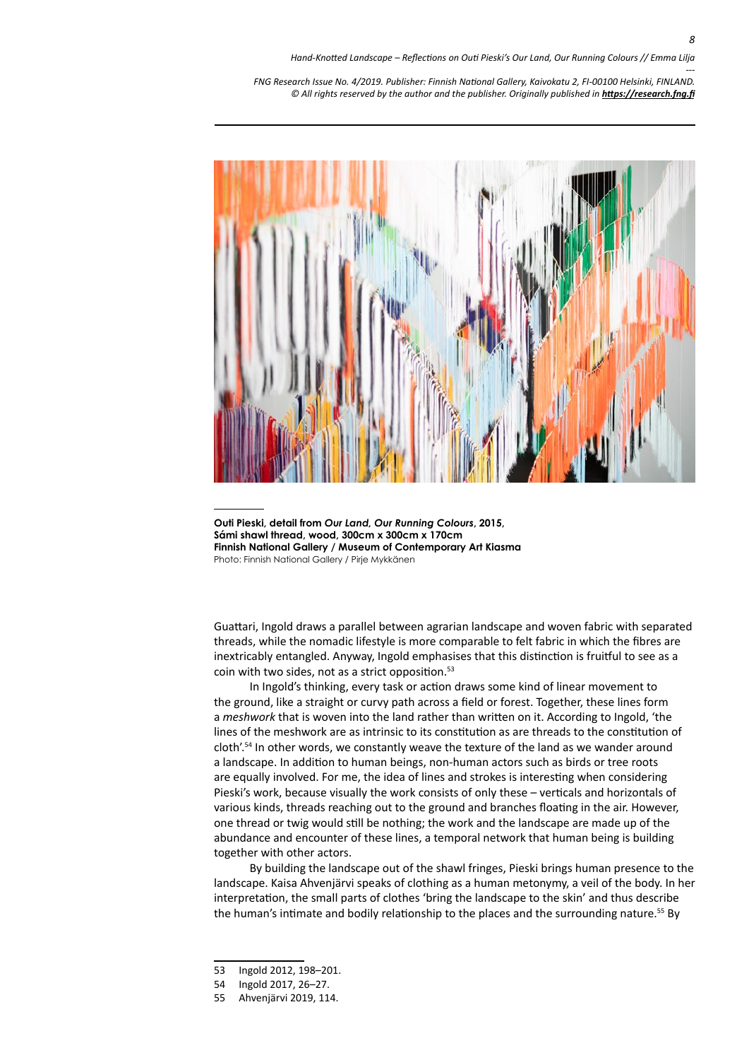**Outi Pieski, detail from *Our Land, Our Running Colours*, 2015,**
**Sámi shawl thread, wood, 300cm x 300cm x 170cm**
**Finnish National Gallery / Museum of Contemporary Art Kiasma**
Photo: Finnish National Gallery / Pirje Mykkänen

Guattari, Ingold draws a parallel between agrarian landscape and woven fabric with separated threads, while the nomadic lifestyle is more comparable to felt fabric in which the fibres are inextricably entangled. Anyway, Ingold emphasises that this distinction is fruitful to see as a coin with two sides, not as a strict opposition.[53]

In Ingold's thinking, every task or action draws some kind of linear movement to the ground, like a straight or curvy path across a field or forest. Together, these lines form a *meshwork* that is woven into the land rather than written on it. According to Ingold, 'the lines of the meshwork are as intrinsic to its constitution as are threads to the constitution of cloth'.[54] In other words, we constantly weave the texture of the land as we wander around a landscape. In addition to human beings, non-human actors such as birds or tree roots are equally involved. For me, the idea of lines and strokes is interesting when considering Pieski's work, because visually the work consists of only these – verticals and horizontals of various kinds, threads reaching out to the ground and branches floating in the air. However, one thread or twig would still be nothing; the work and the landscape are made up of the abundance and encounter of these lines, a temporal network that human being is building together with other actors.

By building the landscape out of the shawl fringes, Pieski brings human presence to the landscape. Kaisa Ahvenjärvi speaks of clothing as a human metonymy, a veil of the body. In her interpretation, the small parts of clothes 'bring the landscape to the skin' and thus describe the human's intimate and bodily relationship to the places and the surrounding nature.[55] By

53 Ingold 2012, 198–201.
54 Ingold 2017, 26–27.
55 Ahvenjärvi 2019, 114.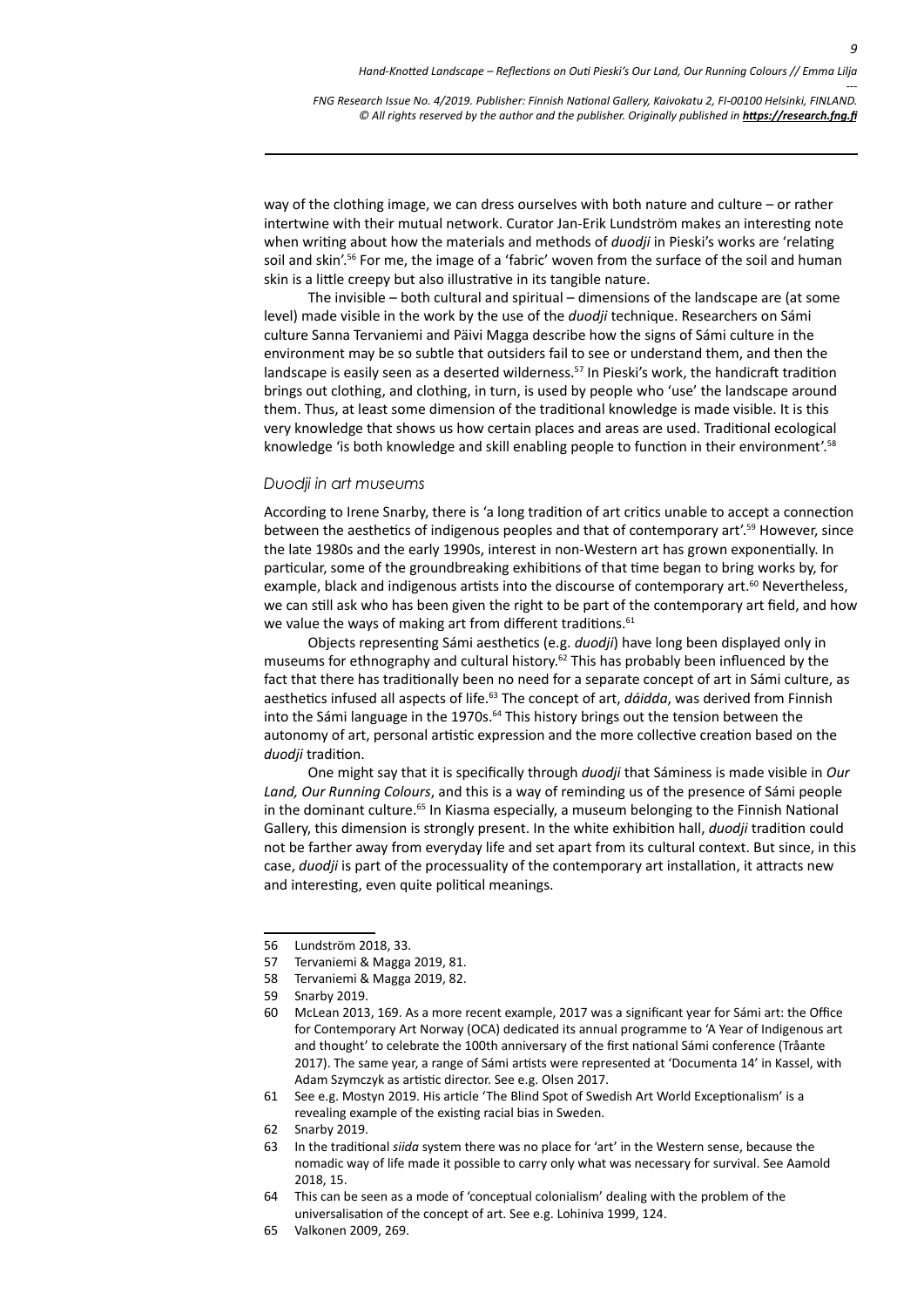way of the clothing image, we can dress ourselves with both nature and culture – or rather intertwine with their mutual network. Curator Jan-Erik Lundström makes an interesting note when writing about how the materials and methods of *duodji* in Pieski's works are 'relating soil and skin'.[56] For me, the image of a 'fabric' woven from the surface of the soil and human skin is a little creepy but also illustrative in its tangible nature.

The invisible – both cultural and spiritual – dimensions of the landscape are (at some level) made visible in the work by the use of the *duodji* technique. Researchers on Sámi culture Sanna Tervaniemi and Päivi Magga describe how the signs of Sámi culture in the environment may be so subtle that outsiders fail to see or understand them, and then the landscape is easily seen as a deserted wilderness.[57] In Pieski's work, the handicraft tradition brings out clothing, and clothing, in turn, is used by people who 'use' the landscape around them. Thus, at least some dimension of the traditional knowledge is made visible. It is this very knowledge that shows us how certain places and areas are used. Traditional ecological knowledge 'is both knowledge and skill enabling people to function in their environment'.[58]

### *Duodji in art museums*

According to Irene Snarby, there is 'a long tradition of art critics unable to accept a connection between the aesthetics of indigenous peoples and that of contemporary art'.[59] However, since the late 1980s and the early 1990s, interest in non-Western art has grown exponentially. In particular, some of the groundbreaking exhibitions of that time began to bring works by, for example, black and indigenous artists into the discourse of contemporary art.[60] Nevertheless, we can still ask who has been given the right to be part of the contemporary art field, and how we value the ways of making art from different traditions.[61]

Objects representing Sámi aesthetics (e.g. *duodji*) have long been displayed only in museums for ethnography and cultural history.[62] This has probably been influenced by the fact that there has traditionally been no need for a separate concept of art in Sámi culture, as aesthetics infused all aspects of life.[63] The concept of art, *dáidda*, was derived from Finnish into the Sámi language in the 1970s.[64] This history brings out the tension between the autonomy of art, personal artistic expression and the more collective creation based on the *duodji* tradition.

One might say that it is specifically through *duodji* that Sáminess is made visible in *Our Land, Our Running Colours*, and this is a way of reminding us of the presence of Sámi people in the dominant culture.[65] In Kiasma especially, a museum belonging to the Finnish National Gallery, this dimension is strongly present. In the white exhibition hall, *duodji* tradition could not be farther away from everyday life and set apart from its cultural context. But since, in this case, *duodji* is part of the processuality of the contemporary art installation, it attracts new and interesting, even quite political meanings.

---

56 Lundström 2018, 33.

57 Tervaniemi & Magga 2019, 81.

58 Tervaniemi & Magga 2019, 82.

59 Snarby 2019.

60 McLean 2013, 169. As a more recent example, 2017 was a significant year for Sámi art: the Office for Contemporary Art Norway (OCA) dedicated its annual programme to 'A Year of Indigenous art and thought' to celebrate the 100th anniversary of the first national Sámi conference (Tråante 2017). The same year, a range of Sámi artists were represented at 'Documenta 14' in Kassel, with Adam Szymczyk as artistic director. See e.g. Olsen 2017.

61 See e.g. Mostyn 2019. His article 'The Blind Spot of Swedish Art World Exceptionalism' is a revealing example of the existing racial bias in Sweden.

62 Snarby 2019.

63 In the traditional *siida* system there was no place for 'art' in the Western sense, because the nomadic way of life made it possible to carry only what was necessary for survival. See Aamold 2018, 15.

64 This can be seen as a mode of 'conceptual colonialism' dealing with the problem of the universalisation of the concept of art. See e.g. Lohiniva 1999, 124.

65 Valkonen 2009, 269.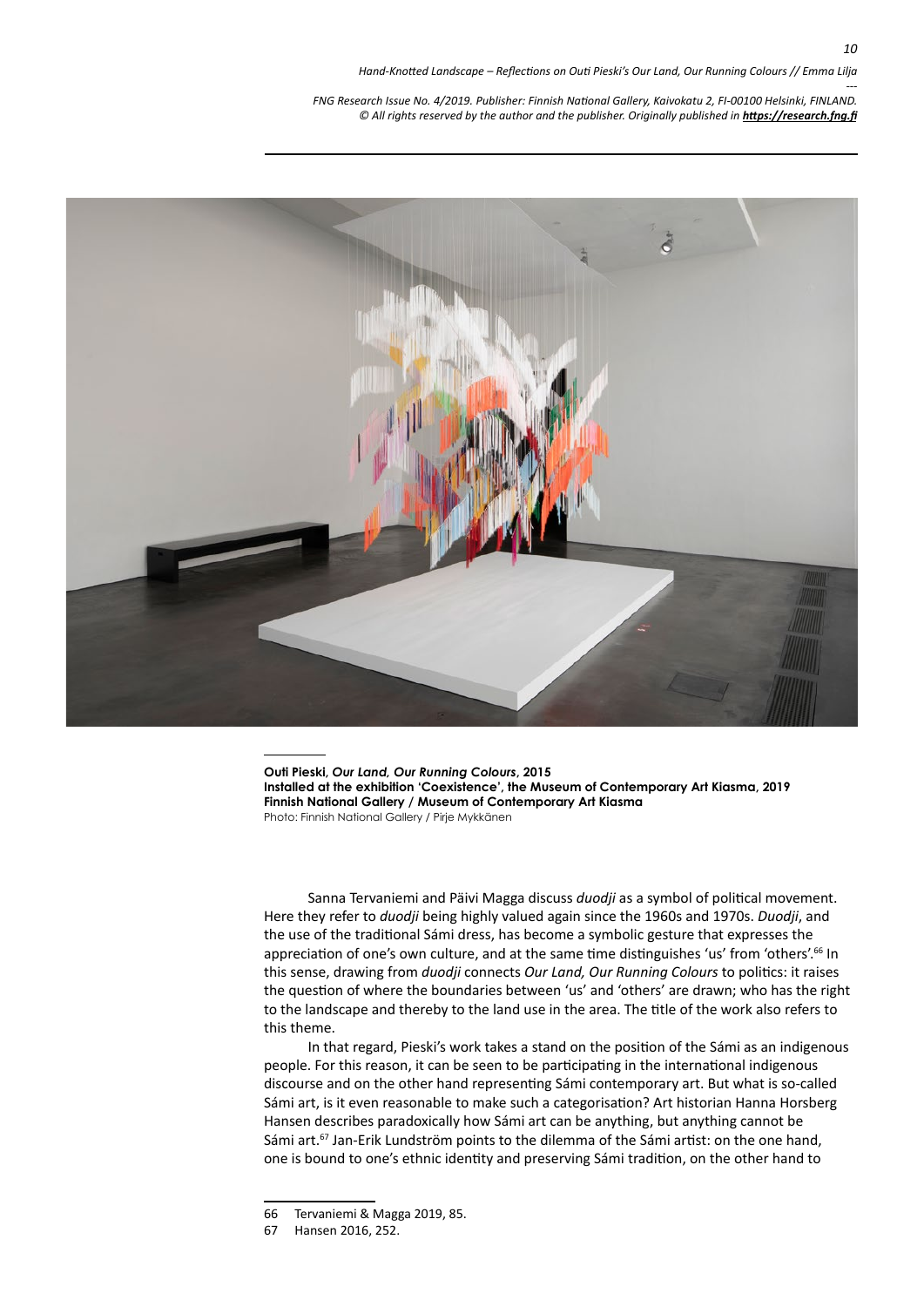**Outi Pieski, *Our Land, Our Running Colours*, 2015**
**Installed at the exhibition 'Coexistence', the Museum of Contemporary Art Kiasma, 2019**
**Finnish National Gallery / Museum of Contemporary Art Kiasma**
Photo: Finnish National Gallery / Pirje Mykkänen

Sanna Tervaniemi and Päivi Magga discuss *duodji* as a symbol of political movement. Here they refer to *duodji* being highly valued again since the 1960s and 1970s. *Duodji*, and the use of the traditional Sámi dress, has become a symbolic gesture that expresses the appreciation of one's own culture, and at the same time distinguishes 'us' from 'others'.[66] In this sense, drawing from *duodji* connects *Our Land, Our Running Colours* to politics: it raises the question of where the boundaries between 'us' and 'others' are drawn; who has the right to the landscape and thereby to the land use in the area. The title of the work also refers to this theme.

In that regard, Pieski's work takes a stand on the position of the Sámi as an indigenous people. For this reason, it can be seen to be participating in the international indigenous discourse and on the other hand representing Sámi contemporary art. But what is so-called Sámi art, is it even reasonable to make such a categorisation? Art historian Hanna Horsberg Hansen describes paradoxically how Sámi art can be anything, but anything cannot be Sámi art.[67] Jan-Erik Lundström points to the dilemma of the Sámi artist: on the one hand, one is bound to one's ethnic identity and preserving Sámi tradition, on the other hand to

---

66 Tervaniemi & Magga 2019, 85.

67 Hansen 2016, 252.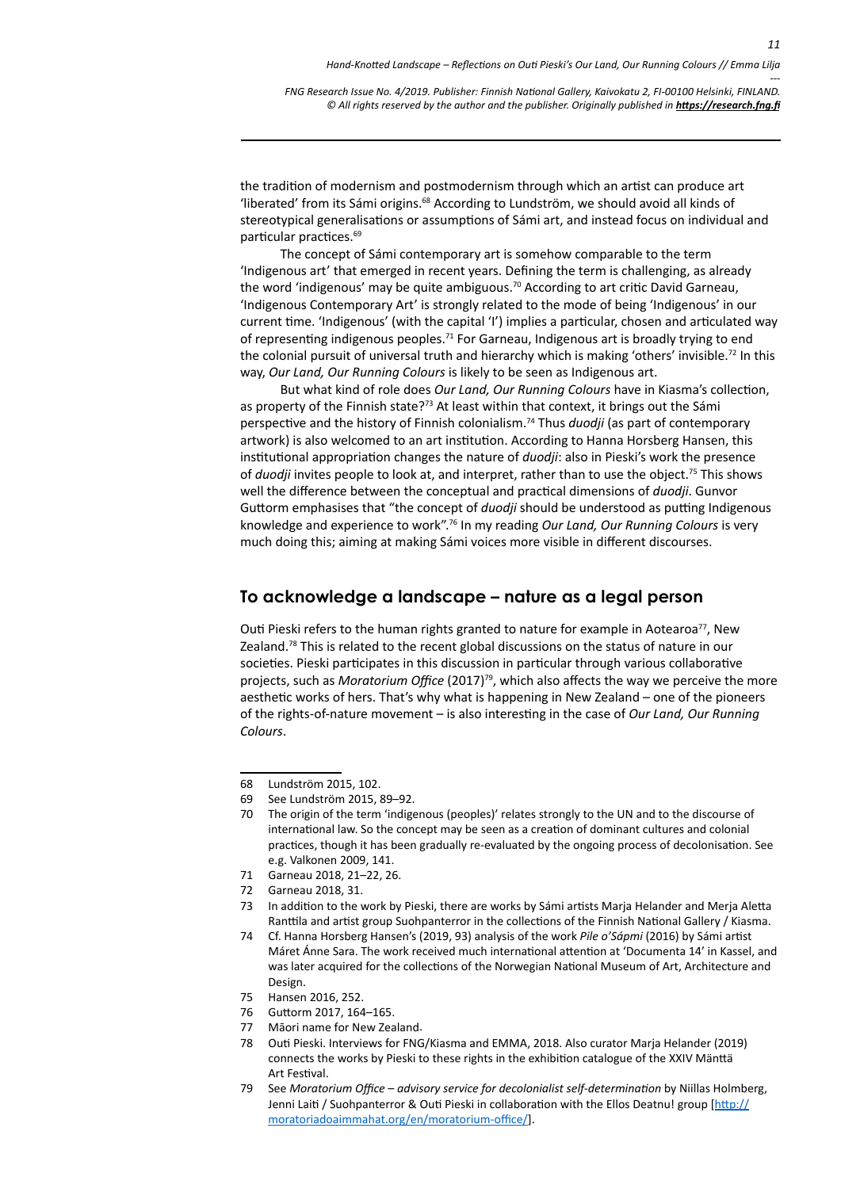the tradition of modernism and postmodernism through which an artist can produce art 'liberated' from its Sámi origins.[68] According to Lundström, we should avoid all kinds of stereotypical generalisations or assumptions of Sámi art, and instead focus on individual and particular practices.[69]

The concept of Sámi contemporary art is somehow comparable to the term 'Indigenous art' that emerged in recent years. Defining the term is challenging, as already the word 'indigenous' may be quite ambiguous.[70] According to art critic David Garneau, 'Indigenous Contemporary Art' is strongly related to the mode of being 'Indigenous' in our current time. 'Indigenous' (with the capital 'I') implies a particular, chosen and articulated way of representing indigenous peoples.[71] For Garneau, Indigenous art is broadly trying to end the colonial pursuit of universal truth and hierarchy which is making 'others' invisible.[72] In this way, *Our Land, Our Running Colours* is likely to be seen as Indigenous art.

But what kind of role does *Our Land, Our Running Colours* have in Kiasma's collection, as property of the Finnish state?[73] At least within that context, it brings out the Sámi perspective and the history of Finnish colonialism.[74] Thus *duodji* (as part of contemporary artwork) is also welcomed to an art institution. According to Hanna Horsberg Hansen, this institutional appropriation changes the nature of *duodji*: also in Pieski's work the presence of *duodji* invites people to look at, and interpret, rather than to use the object.[75] This shows well the difference between the conceptual and practical dimensions of *duodji*. Gunvor Guttorm emphasises that "the concept of *duodji* should be understood as putting Indigenous knowledge and experience to work".[76] In my reading *Our Land, Our Running Colours* is very much doing this; aiming at making Sámi voices more visible in different discourses.

## To acknowledge a landscape – nature as a legal person

Outi Pieski refers to the human rights granted to nature for example in Aotearoa[77], New Zealand.[78] This is related to the recent global discussions on the status of nature in our societies. Pieski participates in this discussion in particular through various collaborative projects, such as *Moratorium Office* (2017)[79], which also affects the way we perceive the more aesthetic works of hers. That's why what is happening in New Zealand – one of the pioneers of the rights-of-nature movement – is also interesting in the case of *Our Land, Our Running Colours*.

---

68 Lundström 2015, 102.

69 See Lundström 2015, 89–92.

70 The origin of the term 'indigenous (peoples)' relates strongly to the UN and to the discourse of international law. So the concept may be seen as a creation of dominant cultures and colonial practices, though it has been gradually re-evaluated by the ongoing process of decolonisation. See e.g. Valkonen 2009, 141.

71 Garneau 2018, 21–22, 26.

72 Garneau 2018, 31.

73 In addition to the work by Pieski, there are works by Sámi artists Marja Helander and Merja Aletta Ranttila and artist group Suohpanterror in the collections of the Finnish National Gallery / Kiasma.

74 Cf. Hanna Horsberg Hansen's (2019, 93) analysis of the work *Pile o'Sápmi* (2016) by Sámi artist Máret Ánne Sara. The work received much international attention at 'Documenta 14' in Kassel, and was later acquired for the collections of the Norwegian National Museum of Art, Architecture and Design.

75 Hansen 2016, 252.

76 Guttorm 2017, 164–165.

77 Māori name for New Zealand.

78 Outi Pieski. Interviews for FNG/Kiasma and EMMA, 2018. Also curator Marja Helander (2019) connects the works by Pieski to these rights in the exhibition catalogue of the XXIV Mänttä Art Festival.

79 See *Moratorium Office – advisory service for decolonialist self-determination* by Niillas Holmberg, Jenni Laiti / Suohpanterror & Outi Pieski in collaboration with the Ellos Deatnu! group [http://moratoriadoaimmahat.org/en/moratorium-office/].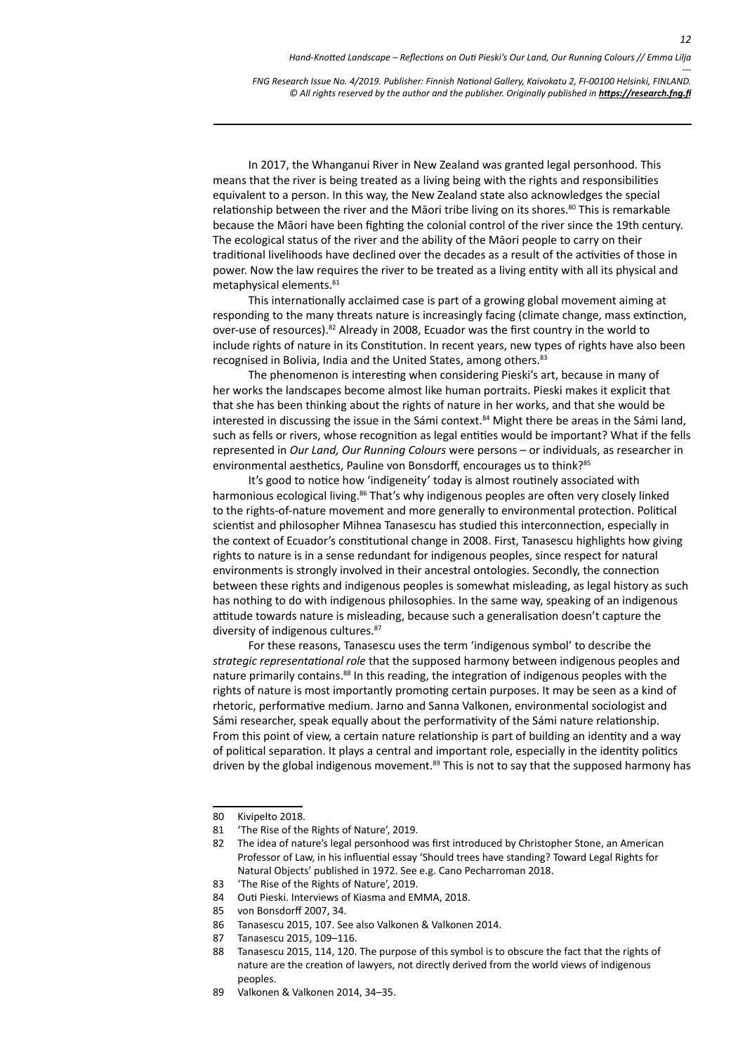In 2017, the Whanganui River in New Zealand was granted legal personhood. This means that the river is being treated as a living being with the rights and responsibilities equivalent to a person. In this way, the New Zealand state also acknowledges the special relationship between the river and the Māori tribe living on its shores.[80] This is remarkable because the Māori have been fighting the colonial control of the river since the 19th century. The ecological status of the river and the ability of the Māori people to carry on their traditional livelihoods have declined over the decades as a result of the activities of those in power. Now the law requires the river to be treated as a living entity with all its physical and metaphysical elements.[81]

This internationally acclaimed case is part of a growing global movement aiming at responding to the many threats nature is increasingly facing (climate change, mass extinction, over-use of resources).[82] Already in 2008, Ecuador was the first country in the world to include rights of nature in its Constitution. In recent years, new types of rights have also been recognised in Bolivia, India and the United States, among others.[83]

The phenomenon is interesting when considering Pieski's art, because in many of her works the landscapes become almost like human portraits. Pieski makes it explicit that that she has been thinking about the rights of nature in her works, and that she would be interested in discussing the issue in the Sámi context.[84] Might there be areas in the Sámi land, such as fells or rivers, whose recognition as legal entities would be important? What if the fells represented in *Our Land, Our Running Colours* were persons – or individuals, as researcher in environmental aesthetics, Pauline von Bonsdorff, encourages us to think?[85]

It's good to notice how 'indigeneity' today is almost routinely associated with harmonious ecological living.[86] That's why indigenous peoples are often very closely linked to the rights-of-nature movement and more generally to environmental protection. Political scientist and philosopher Mihnea Tanasescu has studied this interconnection, especially in the context of Ecuador's constitutional change in 2008. First, Tanasescu highlights how giving rights to nature is in a sense redundant for indigenous peoples, since respect for natural environments is strongly involved in their ancestral ontologies. Secondly, the connection between these rights and indigenous peoples is somewhat misleading, as legal history as such has nothing to do with indigenous philosophies. In the same way, speaking of an indigenous attitude towards nature is misleading, because such a generalisation doesn't capture the diversity of indigenous cultures.[87]

For these reasons, Tanasescu uses the term 'indigenous symbol' to describe the *strategic representational role* that the supposed harmony between indigenous peoples and nature primarily contains.[88] In this reading, the integration of indigenous peoples with the rights of nature is most importantly promoting certain purposes. It may be seen as a kind of rhetoric, performative medium. Jarno and Sanna Valkonen, environmental sociologist and Sámi researcher, speak equally about the performativity of the Sámi nature relationship. From this point of view, a certain nature relationship is part of building an identity and a way of political separation. It plays a central and important role, especially in the identity politics driven by the global indigenous movement.[89] This is not to say that the supposed harmony has

---

80 Kivipelto 2018.

81 'The Rise of the Rights of Nature', 2019.

82 The idea of nature's legal personhood was first introduced by Christopher Stone, an American Professor of Law, in his influential essay 'Should trees have standing? Toward Legal Rights for Natural Objects' published in 1972. See e.g. Cano Pecharroman 2018.

83 'The Rise of the Rights of Nature', 2019.

84 Outi Pieski. Interviews of Kiasma and EMMA, 2018.

85 von Bonsdorff 2007, 34.

86 Tanasescu 2015, 107. See also Valkonen & Valkonen 2014.

87 Tanasescu 2015, 109–116.

88 Tanasescu 2015, 114, 120. The purpose of this symbol is to obscure the fact that the rights of nature are the creation of lawyers, not directly derived from the world views of indigenous peoples.

89 Valkonen & Valkonen 2014, 34–35.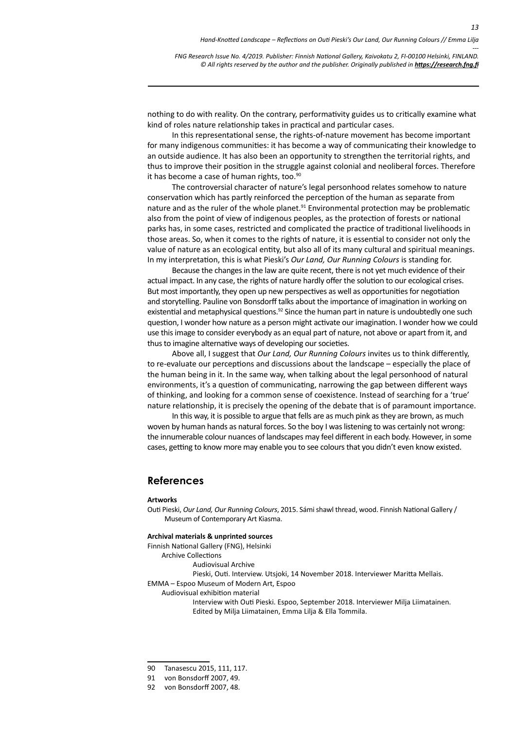nothing to do with reality. On the contrary, performativity guides us to critically examine what kind of roles nature relationship takes in practical and particular cases.

In this representational sense, the rights-of-nature movement has become important for many indigenous communities: it has become a way of communicating their knowledge to an outside audience. It has also been an opportunity to strengthen the territorial rights, and thus to improve their position in the struggle against colonial and neoliberal forces. Therefore it has become a case of human rights, too.[90]

The controversial character of nature's legal personhood relates somehow to nature conservation which has partly reinforced the perception of the human as separate from nature and as the ruler of the whole planet.[91] Environmental protection may be problematic also from the point of view of indigenous peoples, as the protection of forests or national parks has, in some cases, restricted and complicated the practice of traditional livelihoods in those areas. So, when it comes to the rights of nature, it is essential to consider not only the value of nature as an ecological entity, but also all of its many cultural and spiritual meanings. In my interpretation, this is what Pieski's *Our Land, Our Running Colours* is standing for.

Because the changes in the law are quite recent, there is not yet much evidence of their actual impact. In any case, the rights of nature hardly offer the solution to our ecological crises. But most importantly, they open up new perspectives as well as opportunities for negotiation and storytelling. Pauline von Bonsdorff talks about the importance of imagination in working on existential and metaphysical questions.[92] Since the human part in nature is undoubtedly one such question, I wonder how nature as a person might activate our imagination. I wonder how we could use this image to consider everybody as an equal part of nature, not above or apart from it, and thus to imagine alternative ways of developing our societies.

Above all, I suggest that *Our Land, Our Running Colours* invites us to think differently, to re-evaluate our perceptions and discussions about the landscape – especially the place of the human being in it. In the same way, when talking about the legal personhood of natural environments, it's a question of communicating, narrowing the gap between different ways of thinking, and looking for a common sense of coexistence. Instead of searching for a 'true' nature relationship, it is precisely the opening of the debate that is of paramount importance.

In this way, it is possible to argue that fells are as much pink as they are brown, as much woven by human hands as natural forces. So the boy I was listening to was certainly not wrong: the innumerable colour nuances of landscapes may feel different in each body. However, in some cases, getting to know more may enable you to see colours that you didn't even know existed.

## References

**Artworks**

Outi Pieski, *Our Land, Our Running Colours*, 2015. Sámi shawl thread, wood. Finnish National Gallery / Museum of Contemporary Art Kiasma.

**Archival materials & unprinted sources**

Finnish National Gallery (FNG), Helsinki
- Archive Collections
  - Audiovisual Archive
    - Pieski, Outi. Interview. Utsjoki, 14 November 2018. Interviewer Maritta Mellais.

EMMA – Espoo Museum of Modern Art, Espoo
- Audiovisual exhibition material
  - Interview with Outi Pieski. Espoo, September 2018. Interviewer Milja Liimatainen. Edited by Milja Liimatainen, Emma Lilja & Ella Tommila.

---

90 Tanasescu 2015, 111, 117.

91 von Bonsdorff 2007, 49.

92 von Bonsdorff 2007, 48.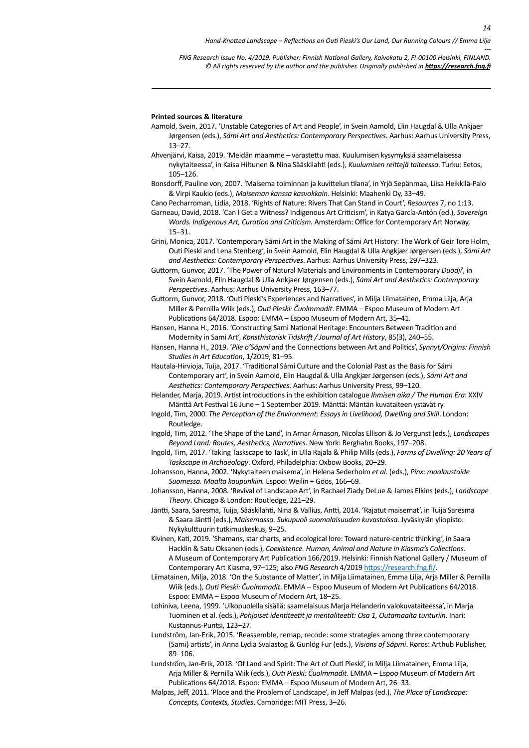**Printed sources & literature**

Aamold, Svein, 2017. 'Unstable Categories of Art and People', in Svein Aamold, Elin Haugdal & Ulla Ankjaer Jørgensen (eds.), *Sámi Art and Aesthetics: Contemporary Perspectives*. Aarhus: Aarhus University Press, 13–27.

Ahvenjärvi, Kaisa, 2019. 'Meidän maamme – varastettu maa. Kuulumisen kysymyksiä saamelaisessa nykytaiteessa', in Kaisa Hiltunen & Nina Sääskilahti (eds.), *Kuulumisen reittejä taiteessa*. Turku: Eetos, 105–126.

Bonsdorff, Pauline von, 2007. 'Maisema toiminnan ja kuvittelun tilana', in Yrjö Sepänmaa, Liisa Heikkilä-Palo & Virpi Kaukio (eds.), *Maiseman kanssa kasvokkain*. Helsinki: Maahenki Oy, 33–49.

Cano Pecharroman, Lidia, 2018. 'Rights of Nature: Rivers That Can Stand in Court', *Resources* 7, no 1:13.

Garneau, David, 2018. 'Can I Get a Witness? Indigenous Art Criticism', in Katya García-Antón (ed.), *Sovereign Words. Indigenous Art, Curation and Criticism.* Amsterdam: Office for Contemporary Art Norway, 15–31.

Grini, Monica, 2017. 'Contemporary Sámi Art in the Making of Sámi Art History: The Work of Geir Tore Holm, Outi Pieski and Lena Stenberg', in Svein Aamold, Elin Haugdal & Ulla Angkjær Jørgensen (eds.), *Sámi Art and Aesthetics: Contemporary Perspectives*. Aarhus: Aarhus University Press, 297–323.

Guttorm, Gunvor, 2017. 'The Power of Natural Materials and Environments in Contemporary *Duodji*', in Svein Aamold, Elin Haugdal & Ulla Ankjaer Jørgensen (eds.), *Sámi Art and Aesthetics: Contemporary Perspectives*. Aarhus: Aarhus University Press, 163–77.

Guttorm, Gunvor, 2018. 'Outi Pieski's Experiences and Narratives', in Milja Liimatainen, Emma Lilja, Arja Miller & Pernilla Wiik (eds.), *Outi Pieski: Čuolmmadit*. EMMA – Espoo Museum of Modern Art Publications 64/2018. Espoo: EMMA – Espoo Museum of Modern Art, 35–41.

Hansen, Hanna H., 2016. 'Constructing Sami National Heritage: Encounters Between Tradition and Modernity in Sami Art', *Konsthistorisk Tidskrift / Journal of Art History*, 85(3), 240–55.

Hansen, Hanna H., 2019. '*Pile o'Sápmi* and the Connections between Art and Politics', *Synnyt/Origins: Finnish Studies in Art Education*, 1/2019, 81–95.

Hautala-Hirvioja, Tuija, 2017. 'Traditional Sámi Culture and the Colonial Past as the Basis for Sámi Contemporary art', in Svein Aamold, Elin Haugdal & Ulla Angkjær Jørgensen (eds.), *Sámi Art and Aesthetics: Contemporary Perspectives*. Aarhus: Aarhus University Press, 99–120.

Helander, Marja, 2019. Artist introductions in the exhibition catalogue *Ihmisen aika / The Human Era*: XXIV Mänttä Art Festival 16 June – 1 September 2019. Mänttä: Mäntän kuvataiteen ystävät ry.

Ingold, Tim, 2000. *The Perception of the Environment: Essays in Livelihood, Dwelling and Skill*. London: Routledge.

Ingold, Tim, 2012. 'The Shape of the Land', in Arnar Árnason, Nicolas Ellison & Jo Vergunst (eds.), *Landscapes Beyond Land: Routes, Aesthetics, Narratives*. New York: Berghahn Books, 197–208.

Ingold, Tim, 2017. 'Taking Taskscape to Task', in Ulla Rajala & Philip Mills (eds.), *Forms of Dwelling: 20 Years of Taskscape in Archaeology*. Oxford, Philadelphia: Oxbow Books, 20–29.

Johansson, Hanna, 2002. 'Nykytaiteen maisema', in Helena Sederholm *et al*. (eds.), *Pinx: maalaustaide Suomessa. Maalta kaupunkiin.* Espoo: Weilin + Göös, 166–69.

Johansson, Hanna, 2008. 'Revival of Landscape Art', in Rachael Ziady DeLue & James Elkins (eds.), *Landscape Theory*. Chicago & London: Routledge, 221–29.

Jäntti, Saara, Saresma, Tuija, Sääskilahti, Nina & Vallius, Antti, 2014. 'Rajatut maisemat', in Tuija Saresma & Saara Jäntti (eds.), *Maisemassa. Sukupuoli suomalaisuuden kuvastoissa.* Jyväskylän yliopisto: Nykykulttuurin tutkimuskeskus, 9–25.

Kivinen, Kati, 2019. 'Shamans, star charts, and ecological lore: Toward nature-centric thinking', in Saara Hacklin & Satu Oksanen (eds.), *Coexistence. Human, Animal and Nature in Kiasma's Collections*. A Museum of Contemporary Art Publication 166/2019. Helsinki: Finnish National Gallery / Museum of Contemporary Art Kiasma, 97–125; also *FNG Research* 4/2019 https://research.fng.fi/.

Liimatainen, Milja, 2018. 'On the Substance of Matter', in Milja Liimatainen, Emma Lilja, Arja Miller & Pernilla Wiik (eds.), *Outi Pieski: Čuolmmadit*. EMMA – Espoo Museum of Modern Art Publications 64/2018. Espoo: EMMA – Espoo Museum of Modern Art, 18–25.

Lohiniva, Leena, 1999. 'Ulkopuolella sisällä: saamelaisuus Marja Helanderin valokuvataiteessa', in Marja Tuominen et al. (eds.), *Pohjoiset identiteetit ja mentaliteetit: Osa 1, Outamaalta tunturiin*. Inari: Kustannus-Puntsi, 123–27.

Lundström, Jan-Erik, 2015. 'Reassemble, remap, recode: some strategies among three contemporary (Sami) artists', in Anna Lydia Svalastog & Gunlög Fur (eds.), *Visions of Sápmi*. Røros: Arthub Publisher, 89–106.

Lundström, Jan-Erik, 2018. 'Of Land and Spirit: The Art of Outi Pieski', in Milja Liimatainen, Emma Lilja, Arja Miller & Pernilla Wiik (eds.), *Outi Pieski: Čuolmmadit*. EMMA – Espoo Museum of Modern Art Publications 64/2018. Espoo: EMMA – Espoo Museum of Modern Art, 26–33.

Malpas, Jeff, 2011. 'Place and the Problem of Landscape', in Jeff Malpas (ed.), *The Place of Landscape: Concepts, Contexts, Studies*. Cambridge: MIT Press, 3–26.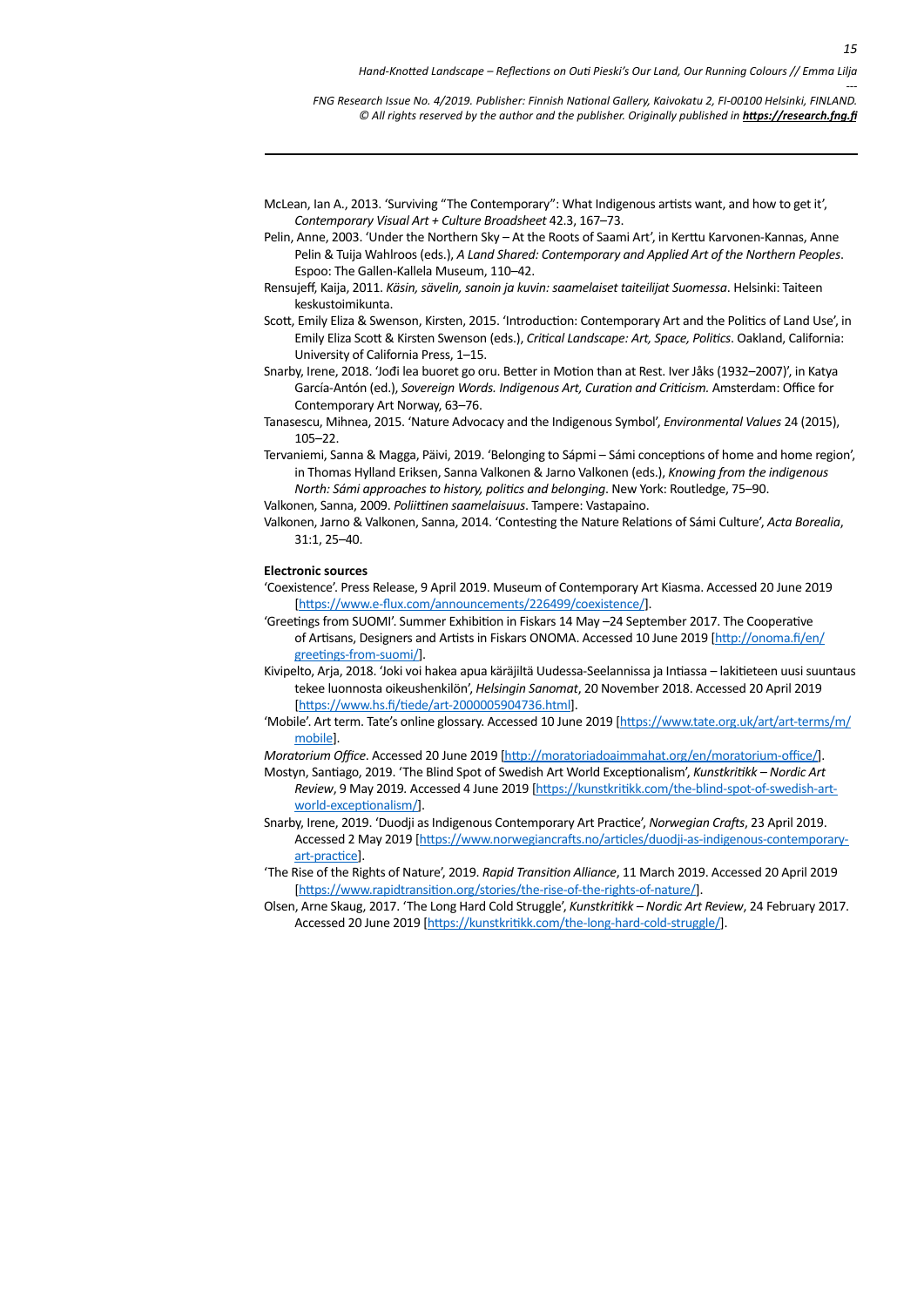McLean, Ian A., 2013. 'Surviving "The Contemporary": What Indigenous artists want, and how to get it', *Contemporary Visual Art + Culture Broadsheet* 42.3, 167–73.

Pelin, Anne, 2003. 'Under the Northern Sky – At the Roots of Saami Art', in Kerttu Karvonen-Kannas, Anne Pelin & Tuija Wahlroos (eds.), *A Land Shared: Contemporary and Applied Art of the Northern Peoples*. Espoo: The Gallen-Kallela Museum, 110–42.

Rensujeff, Kaija, 2011. *Käsin, sävelin, sanoin ja kuvin: saamelaiset taiteilijat Suomessa*. Helsinki: Taiteen keskustoimikunta.

Scott, Emily Eliza & Swenson, Kirsten, 2015. 'Introduction: Contemporary Art and the Politics of Land Use', in Emily Eliza Scott & Kirsten Swenson (eds.), *Critical Landscape: Art, Space, Politics*. Oakland, California: University of California Press, 1–15.

Snarby, Irene, 2018. 'Jođi lea buoret go oru. Better in Motion than at Rest. Iver Jåks (1932–2007)', in Katya García-Antón (ed.), *Sovereign Words. Indigenous Art, Curation and Criticism.* Amsterdam: Office for Contemporary Art Norway, 63–76.

Tanasescu, Mihnea, 2015. 'Nature Advocacy and the Indigenous Symbol', *Environmental Values* 24 (2015), 105–22.

Tervaniemi, Sanna & Magga, Päivi, 2019. 'Belonging to Sápmi – Sámi conceptions of home and home region', in Thomas Hylland Eriksen, Sanna Valkonen & Jarno Valkonen (eds.), *Knowing from the indigenous North: Sámi approaches to history, politics and belonging*. New York: Routledge, 75–90.

Valkonen, Sanna, 2009. *Poliittinen saamelaisuus*. Tampere: Vastapaino.

Valkonen, Jarno & Valkonen, Sanna, 2014. 'Contesting the Nature Relations of Sámi Culture', *Acta Borealia*, 31:1, 25–40.

**Electronic sources**

'Coexistence'. Press Release, 9 April 2019. Museum of Contemporary Art Kiasma. Accessed 20 June 2019 [https://www.e-flux.com/announcements/226499/coexistence/].

'Greetings from SUOMI'. Summer Exhibition in Fiskars 14 May –24 September 2017. The Cooperative of Artisans, Designers and Artists in Fiskars ONOMA. Accessed 10 June 2019 [http://onoma.fi/en/greetings-from-suomi/].

Kivipelto, Arja, 2018. 'Joki voi hakea apua käräjiltä Uudessa-Seelannissa ja Intiassa – lakitieteen uusi suuntaus tekee luonnosta oikeushenkilön', *Helsingin Sanomat*, 20 November 2018. Accessed 20 April 2019 [https://www.hs.fi/tiede/art-2000005904736.html].

'Mobile'. Art term. Tate's online glossary. Accessed 10 June 2019 [https://www.tate.org.uk/art/art-terms/m/mobile].

*Moratorium Office*. Accessed 20 June 2019 [http://moratoriadoaimmahat.org/en/moratorium-office/].

Mostyn, Santiago, 2019. 'The Blind Spot of Swedish Art World Exceptionalism', *Kunstkritikk – Nordic Art Review*, 9 May 2019. Accessed 4 June 2019 [https://kunstkritikk.com/the-blind-spot-of-swedish-art-world-exceptionalism/].

Snarby, Irene, 2019. 'Duodji as Indigenous Contemporary Art Practice', *Norwegian Crafts*, 23 April 2019. Accessed 2 May 2019 [https://www.norwegiancrafts.no/articles/duodji-as-indigenous-contemporary-art-practice].

'The Rise of the Rights of Nature', 2019. *Rapid Transition Alliance*, 11 March 2019. Accessed 20 April 2019 [https://www.rapidtransition.org/stories/the-rise-of-the-rights-of-nature/].

Olsen, Arne Skaug, 2017. 'The Long Hard Cold Struggle', *Kunstkritikk – Nordic Art Review*, 24 February 2017. Accessed 20 June 2019 [https://kunstkritikk.com/the-long-hard-cold-struggle/].